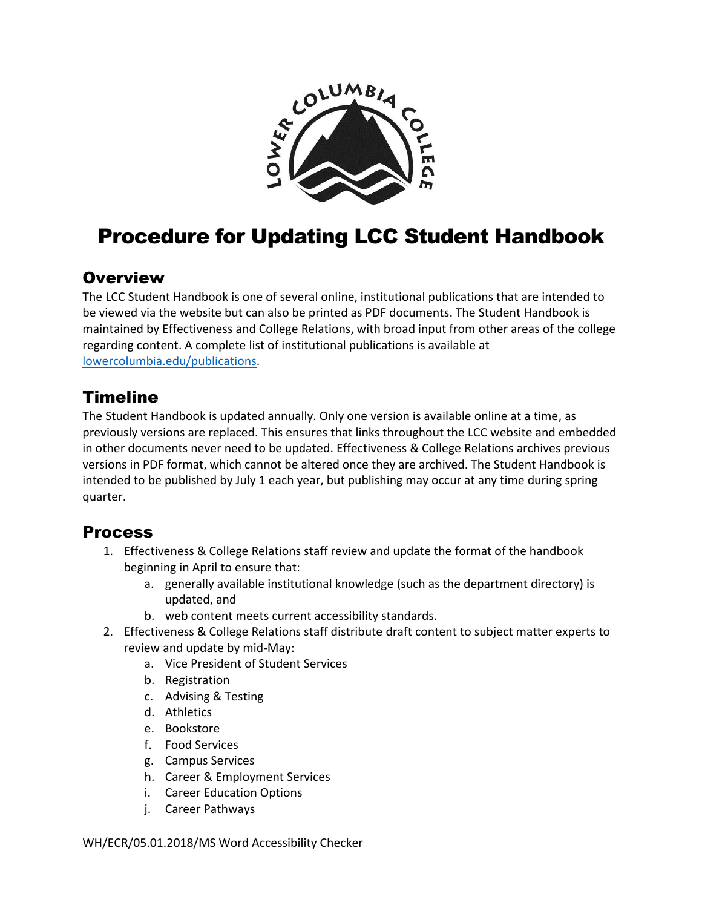# Procedure for Updating LCC Student Handbook

## Overview

The LCC Student Handbook is one of several online, institutional publications that are intended to be viewed via the website but can also be printed as PDF documents. The Student Handbook is maintained by Effectiveness and College Relations, with broad input from other areas of the college regarding content. A complete list of institutional publications is available at [lowercolumbia.edu/publications](lowercolumbia.edu/publications).

## Timeline

The Student Handbook is updated annually. Only one version is available online at a time, as previously versions are replaced. This ensures that links throughout the LCC website and embedded in other documents never need to be updated. Effectiveness & College Relations archives previous versions in PDF format, which cannot be altered once they are archived. The Student Handbook is intended to be published by July 1 each year, but publishing may occur at any time during spring quarter.

## Process

1. Effectiveness & College Relations staff review and update the format of the handbook beginning in April to ensure that:
   a. generally available institutional knowledge (such as the department directory) is updated, and
   b. web content meets current accessibility standards.
2. Effectiveness & College Relations staff distribute draft content to subject matter experts to review and update by mid-May:
   a. Vice President of Student Services
   b. Registration
   c. Advising & Testing
   d. Athletics
   e. Bookstore
   f. Food Services
   g. Campus Services
   h. Career & Employment Services
   i. Career Education Options
   j. Career Pathways

WH/ECR/05.01.2018/MS Word Accessibility Checker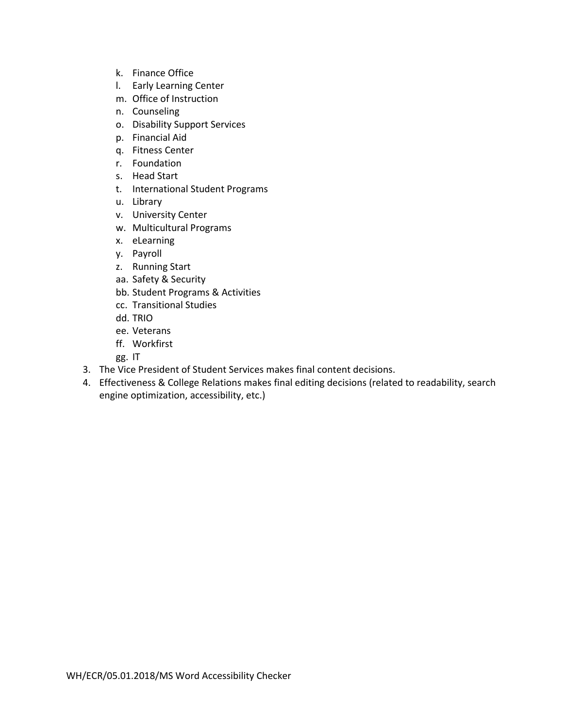k. Finance Office
   l. Early Learning Center
   m. Office of Instruction
   n. Counseling
   o. Disability Support Services
   p. Financial Aid
   q. Fitness Center
   r. Foundation
   s. Head Start
   t. International Student Programs
   u. Library
   v. University Center
   w. Multicultural Programs
   x. eLearning
   y. Payroll
   z. Running Start
   aa. Safety & Security
   bb. Student Programs & Activities
   cc. Transitional Studies
   dd. TRIO
   ee. Veterans
   ff. Workfirst
   gg. IT

3. The Vice President of Student Services makes final content decisions.
4. Effectiveness & College Relations makes final editing decisions (related to readability, search engine optimization, accessibility, etc.)

WH/ECR/05.01.2018/MS Word Accessibility Checker